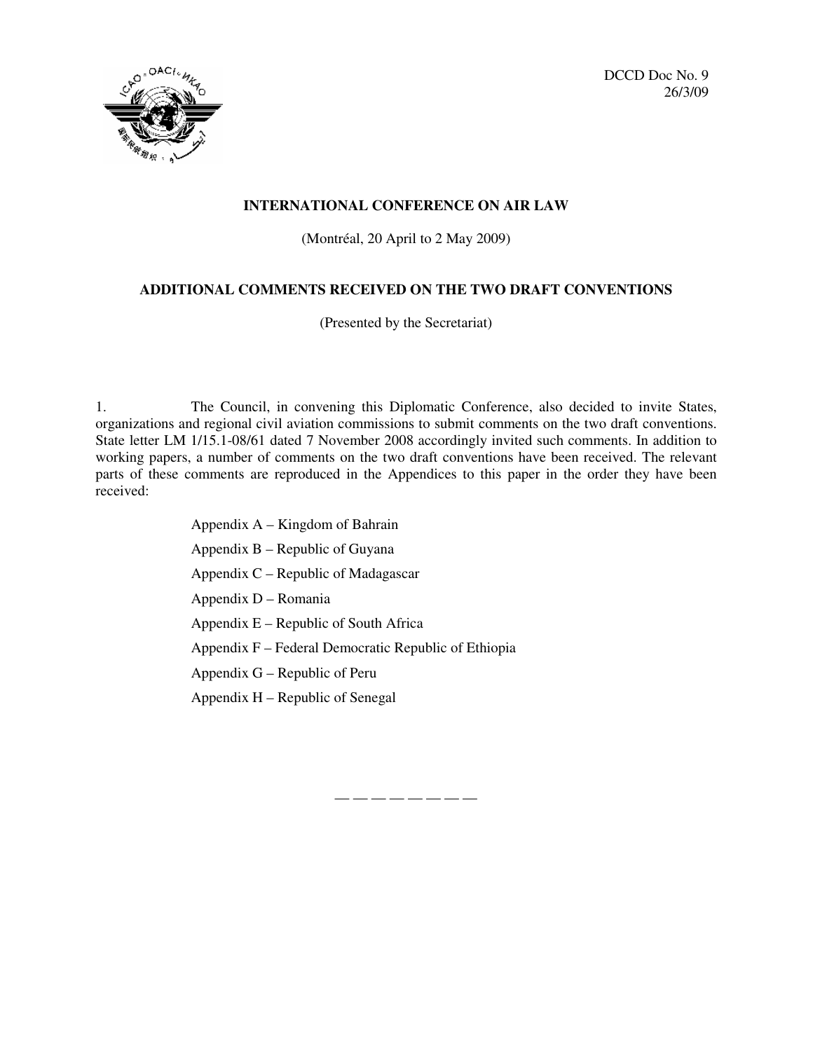DCCD Doc No. 9
26/3/09

**INTERNATIONAL CONFERENCE ON AIR LAW**

(Montréal, 20 April to 2 May 2009)

**ADDITIONAL COMMENTS RECEIVED ON THE TWO DRAFT CONVENTIONS**

(Presented by the Secretariat)

1. The Council, in convening this Diplomatic Conference, also decided to invite States, organizations and regional civil aviation commissions to submit comments on the two draft conventions. State letter LM 1/15.1-08/61 dated 7 November 2008 accordingly invited such comments. In addition to working papers, a number of comments on the two draft conventions have been received. The relevant parts of these comments are reproduced in the Appendices to this paper in the order they have been received:

Appendix A – Kingdom of Bahrain

Appendix B – Republic of Guyana

Appendix C – Republic of Madagascar

Appendix D – Romania

Appendix E – Republic of South Africa

Appendix F – Federal Democratic Republic of Ethiopia

Appendix G – Republic of Peru

Appendix H – Republic of Senegal

— — — — — — — —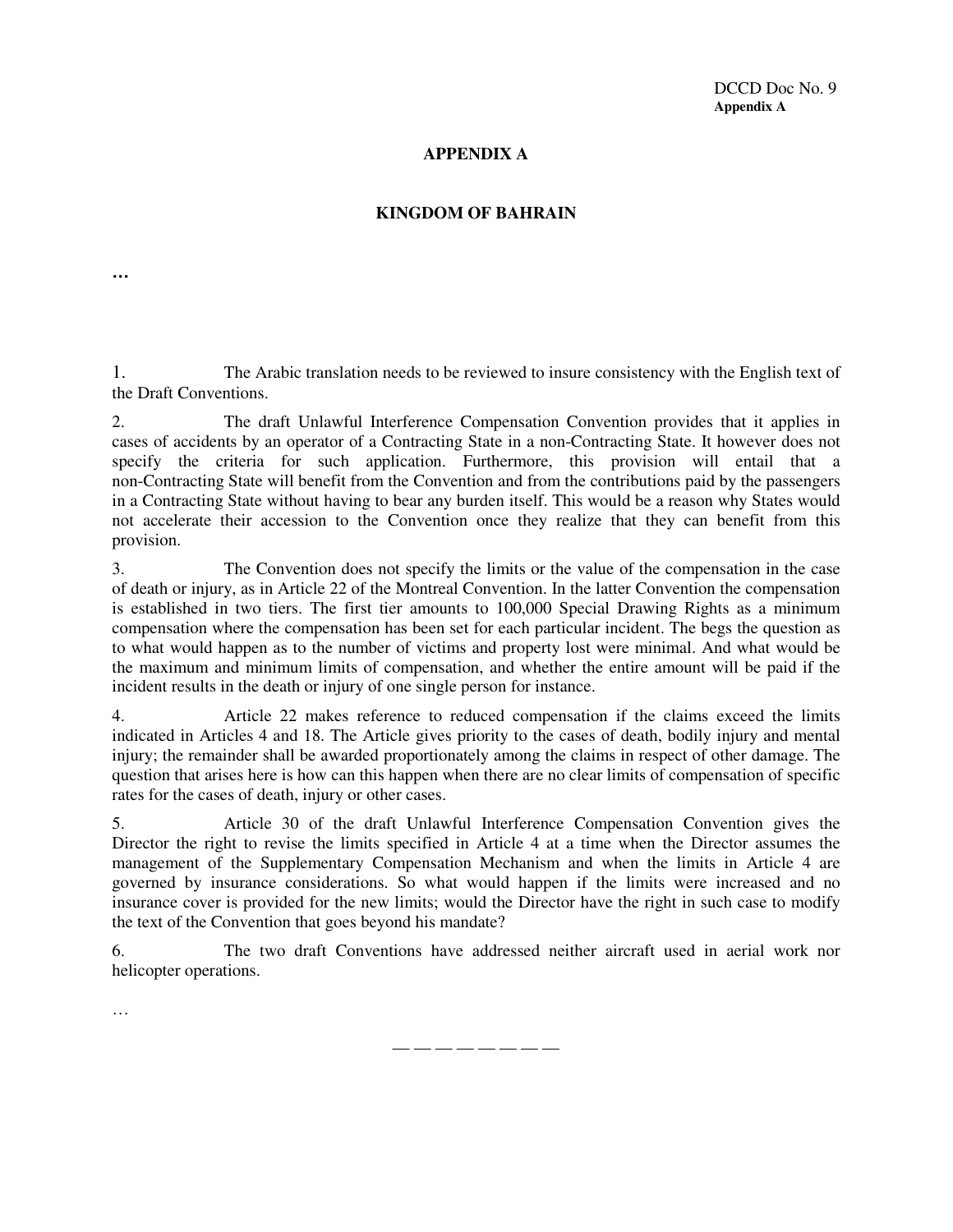## APPENDIX A

## KINGDOM OF BAHRAIN

…

1. The Arabic translation needs to be reviewed to insure consistency with the English text of the Draft Conventions.

2. The draft Unlawful Interference Compensation Convention provides that it applies in cases of accidents by an operator of a Contracting State in a non-Contracting State. It however does not specify the criteria for such application. Furthermore, this provision will entail that a non-Contracting State will benefit from the Convention and from the contributions paid by the passengers in a Contracting State without having to bear any burden itself. This would be a reason why States would not accelerate their accession to the Convention once they realize that they can benefit from this provision.

3. The Convention does not specify the limits or the value of the compensation in the case of death or injury, as in Article 22 of the Montreal Convention. In the latter Convention the compensation is established in two tiers. The first tier amounts to 100,000 Special Drawing Rights as a minimum compensation where the compensation has been set for each particular incident. The begs the question as to what would happen as to the number of victims and property lost were minimal. And what would be the maximum and minimum limits of compensation, and whether the entire amount will be paid if the incident results in the death or injury of one single person for instance.

4. Article 22 makes reference to reduced compensation if the claims exceed the limits indicated in Articles 4 and 18. The Article gives priority to the cases of death, bodily injury and mental injury; the remainder shall be awarded proportionately among the claims in respect of other damage. The question that arises here is how can this happen when there are no clear limits of compensation of specific rates for the cases of death, injury or other cases.

5. Article 30 of the draft Unlawful Interference Compensation Convention gives the Director the right to revise the limits specified in Article 4 at a time when the Director assumes the management of the Supplementary Compensation Mechanism and when the limits in Article 4 are governed by insurance considerations. So what would happen if the limits were increased and no insurance cover is provided for the new limits; would the Director have the right in such case to modify the text of the Convention that goes beyond his mandate?

6. The two draft Conventions have addressed neither aircraft used in aerial work nor helicopter operations.

…

— — — — — — — —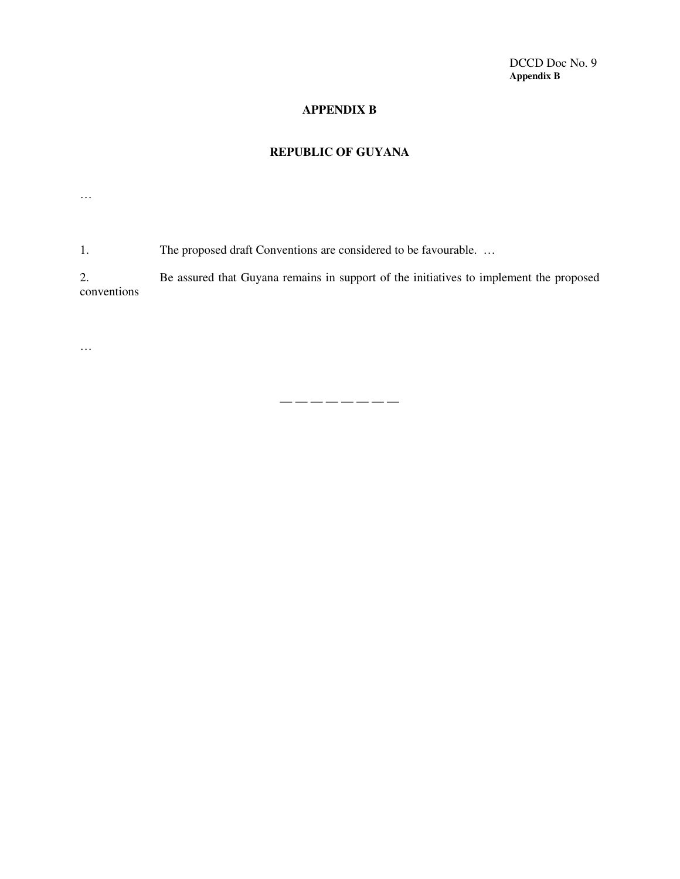# APPENDIX B

## REPUBLIC OF GUYANA

…

1. The proposed draft Conventions are considered to be favourable. …

2. Be assured that Guyana remains in support of the initiatives to implement the proposed conventions

…

— — — — — — — —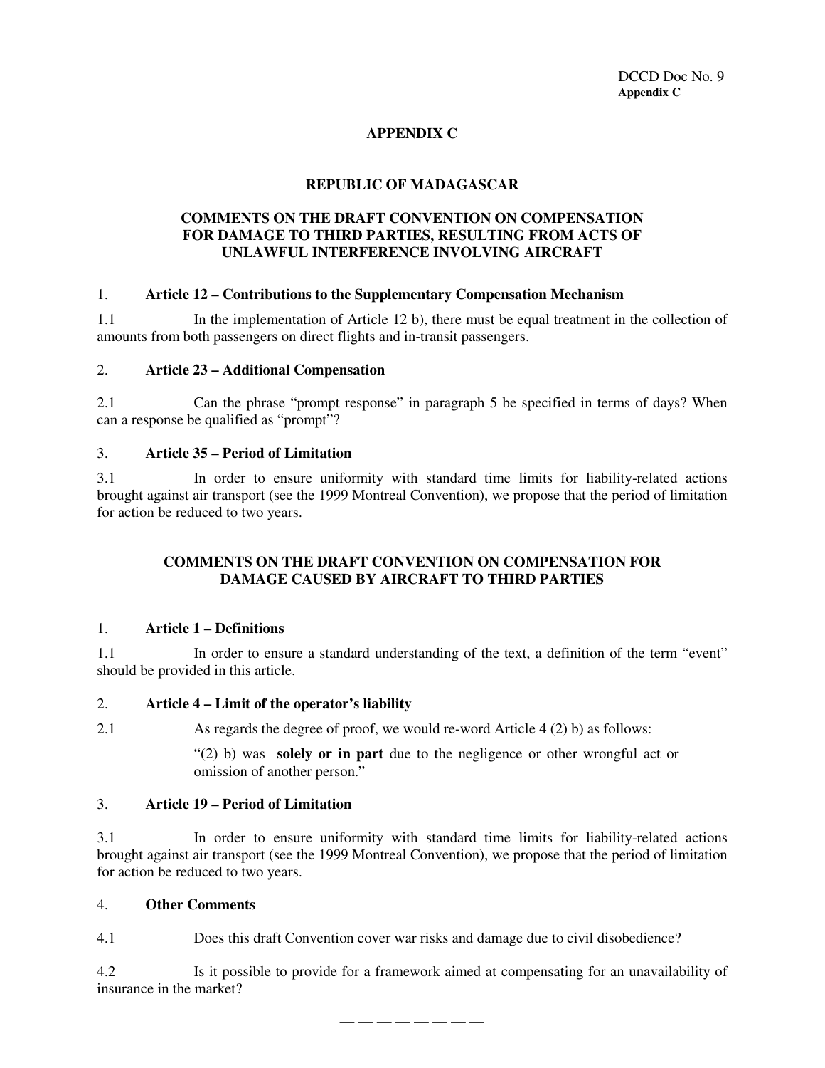# APPENDIX C

## REPUBLIC OF MADAGASCAR

## COMMENTS ON THE DRAFT CONVENTION ON COMPENSATION FOR DAMAGE TO THIRD PARTIES, RESULTING FROM ACTS OF UNLAWFUL INTERFERENCE INVOLVING AIRCRAFT

### 1. Article 12 – Contributions to the Supplementary Compensation Mechanism

1.1 In the implementation of Article 12 b), there must be equal treatment in the collection of amounts from both passengers on direct flights and in-transit passengers.

### 2. Article 23 – Additional Compensation

2.1 Can the phrase "prompt response" in paragraph 5 be specified in terms of days? When can a response be qualified as "prompt"?

### 3. Article 35 – Period of Limitation

3.1 In order to ensure uniformity with standard time limits for liability-related actions brought against air transport (see the 1999 Montreal Convention), we propose that the period of limitation for action be reduced to two years.

## COMMENTS ON THE DRAFT CONVENTION ON COMPENSATION FOR DAMAGE CAUSED BY AIRCRAFT TO THIRD PARTIES

### 1. Article 1 – Definitions

1.1 In order to ensure a standard understanding of the text, a definition of the term "event" should be provided in this article.

### 2. Article 4 – Limit of the operator's liability

2.1 As regards the degree of proof, we would re-word Article 4 (2) b) as follows:

> "(2) b) was **solely or in part** due to the negligence or other wrongful act or omission of another person."

### 3. Article 19 – Period of Limitation

3.1 In order to ensure uniformity with standard time limits for liability-related actions brought against air transport (see the 1999 Montreal Convention), we propose that the period of limitation for action be reduced to two years.

### 4. Other Comments

4.1 Does this draft Convention cover war risks and damage due to civil disobedience?

4.2 Is it possible to provide for a framework aimed at compensating for an unavailability of insurance in the market?

— — — — — — — —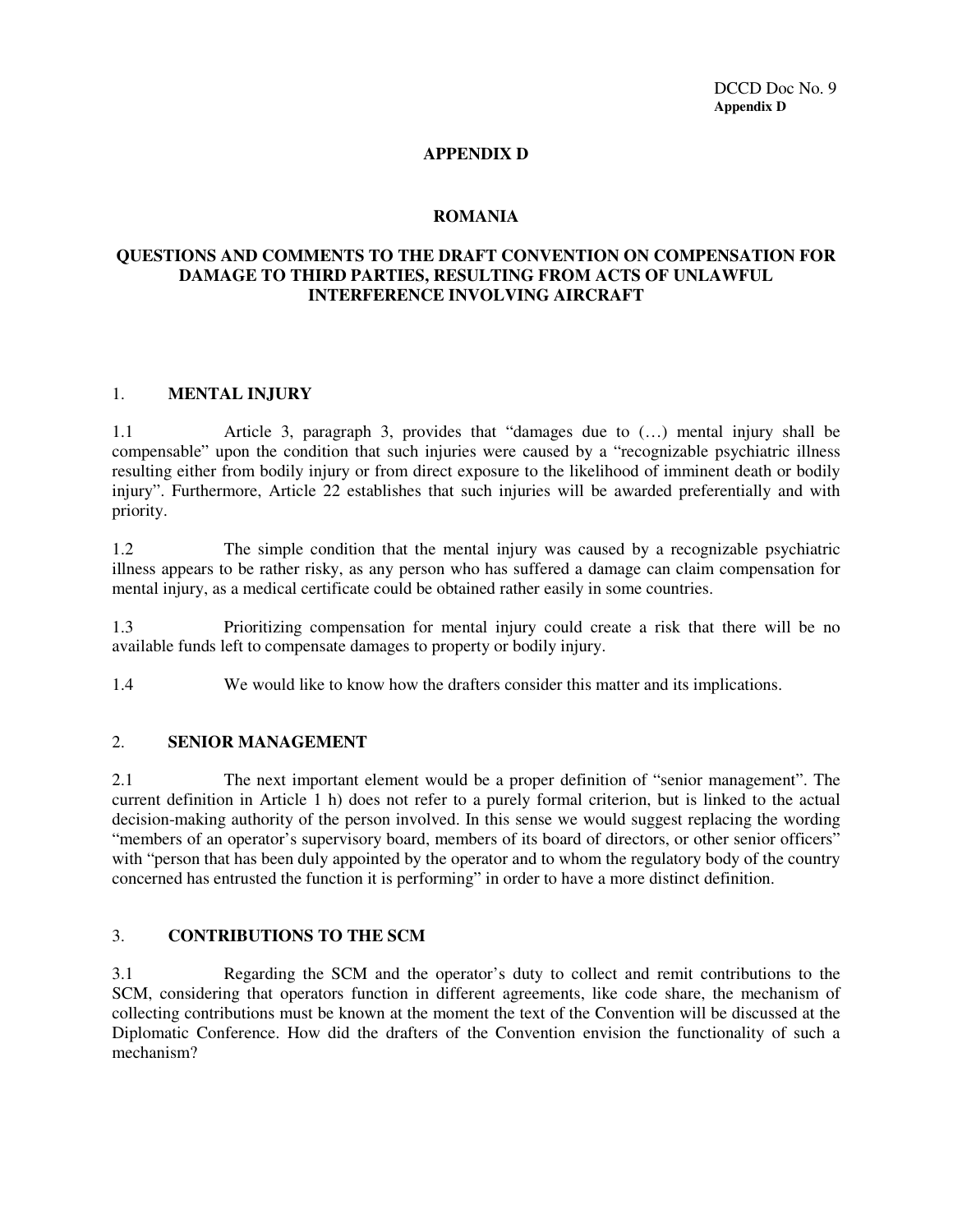# APPENDIX D

## ROMANIA

## QUESTIONS AND COMMENTS TO THE DRAFT CONVENTION ON COMPENSATION FOR DAMAGE TO THIRD PARTIES, RESULTING FROM ACTS OF UNLAWFUL INTERFERENCE INVOLVING AIRCRAFT

### 1. MENTAL INJURY

1.1 Article 3, paragraph 3, provides that "damages due to (…) mental injury shall be compensable" upon the condition that such injuries were caused by a "recognizable psychiatric illness resulting either from bodily injury or from direct exposure to the likelihood of imminent death or bodily injury". Furthermore, Article 22 establishes that such injuries will be awarded preferentially and with priority.

1.2 The simple condition that the mental injury was caused by a recognizable psychiatric illness appears to be rather risky, as any person who has suffered a damage can claim compensation for mental injury, as a medical certificate could be obtained rather easily in some countries.

1.3 Prioritizing compensation for mental injury could create a risk that there will be no available funds left to compensate damages to property or bodily injury.

1.4 We would like to know how the drafters consider this matter and its implications.

### 2. SENIOR MANAGEMENT

2.1 The next important element would be a proper definition of "senior management". The current definition in Article 1 h) does not refer to a purely formal criterion, but is linked to the actual decision-making authority of the person involved. In this sense we would suggest replacing the wording "members of an operator's supervisory board, members of its board of directors, or other senior officers" with "person that has been duly appointed by the operator and to whom the regulatory body of the country concerned has entrusted the function it is performing" in order to have a more distinct definition.

### 3. CONTRIBUTIONS TO THE SCM

3.1 Regarding the SCM and the operator's duty to collect and remit contributions to the SCM, considering that operators function in different agreements, like code share, the mechanism of collecting contributions must be known at the moment the text of the Convention will be discussed at the Diplomatic Conference. How did the drafters of the Convention envision the functionality of such a mechanism?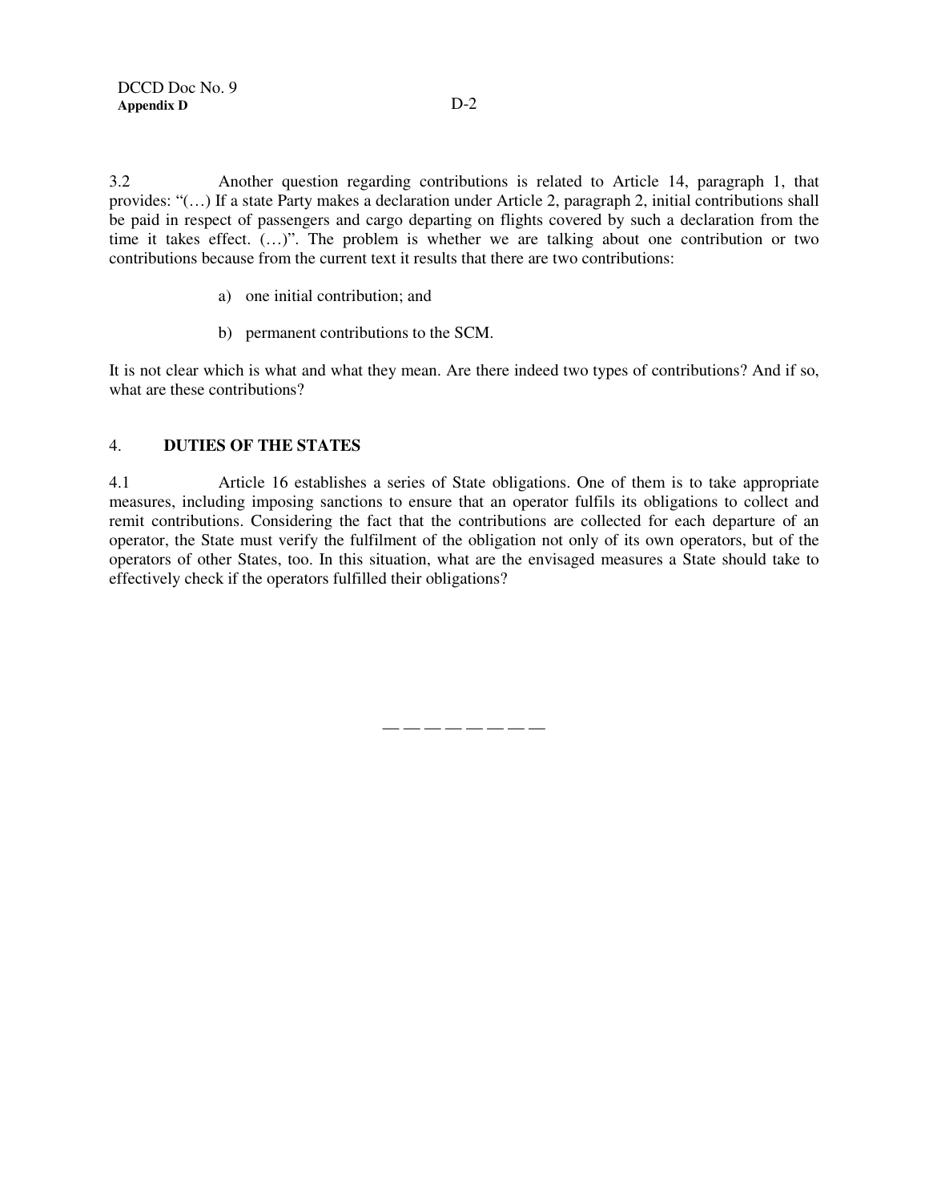3.2 Another question regarding contributions is related to Article 14, paragraph 1, that provides: "(…) If a state Party makes a declaration under Article 2, paragraph 2, initial contributions shall be paid in respect of passengers and cargo departing on flights covered by such a declaration from the time it takes effect. (…)". The problem is whether we are talking about one contribution or two contributions because from the current text it results that there are two contributions:

a) one initial contribution; and

b) permanent contributions to the SCM.

It is not clear which is what and what they mean. Are there indeed two types of contributions? And if so, what are these contributions?

## 4. DUTIES OF THE STATES

4.1 Article 16 establishes a series of State obligations. One of them is to take appropriate measures, including imposing sanctions to ensure that an operator fulfils its obligations to collect and remit contributions. Considering the fact that the contributions are collected for each departure of an operator, the State must verify the fulfilment of the obligation not only of its own operators, but of the operators of other States, too. In this situation, what are the envisaged measures a State should take to effectively check if the operators fulfilled their obligations?

— — — — — — — —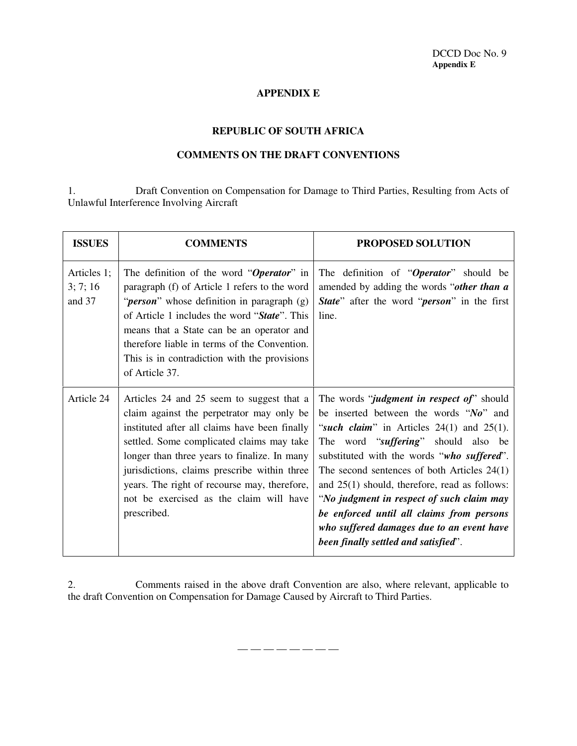DCCD Doc No. 9
**Appendix E**

## APPENDIX E

## REPUBLIC OF SOUTH AFRICA

## COMMENTS ON THE DRAFT CONVENTIONS

1. Draft Convention on Compensation for Damage to Third Parties, Resulting from Acts of Unlawful Interference Involving Aircraft

| ISSUES | COMMENTS | PROPOSED SOLUTION |
|---|---|---|
| Articles 1; 3; 7; 16 and 37 | The definition of the word "***Operator***" in paragraph (f) of Article 1 refers to the word "***person***" whose definition in paragraph (g) of Article 1 includes the word "***State***". This means that a State can be an operator and therefore liable in terms of the Convention. This is in contradiction with the provisions of Article 37. | The definition of "***Operator***" should be amended by adding the words "***other than a State***" after the word "***person***" in the first line. |
| Article 24 | Articles 24 and 25 seem to suggest that a claim against the perpetrator may only be instituted after all claims have been finally settled. Some complicated claims may take longer than three years to finalize. In many jurisdictions, claims prescribe within three years. The right of recourse may, therefore, not be exercised as the claim will have prescribed. | The words "***judgment in respect of***" should be inserted between the words "***No***" and "***such claim***" in Articles 24(1) and 25(1). The word "***suffering***" should also be substituted with the words "***who suffered***". The second sentences of both Articles 24(1) and 25(1) should, therefore, read as follows: "***No judgment in respect of such claim may be enforced until all claims from persons who suffered damages due to an event have been finally settled and satisfied***". |

2. Comments raised in the above draft Convention are also, where relevant, applicable to the draft Convention on Compensation for Damage Caused by Aircraft to Third Parties.

— — — — — — — —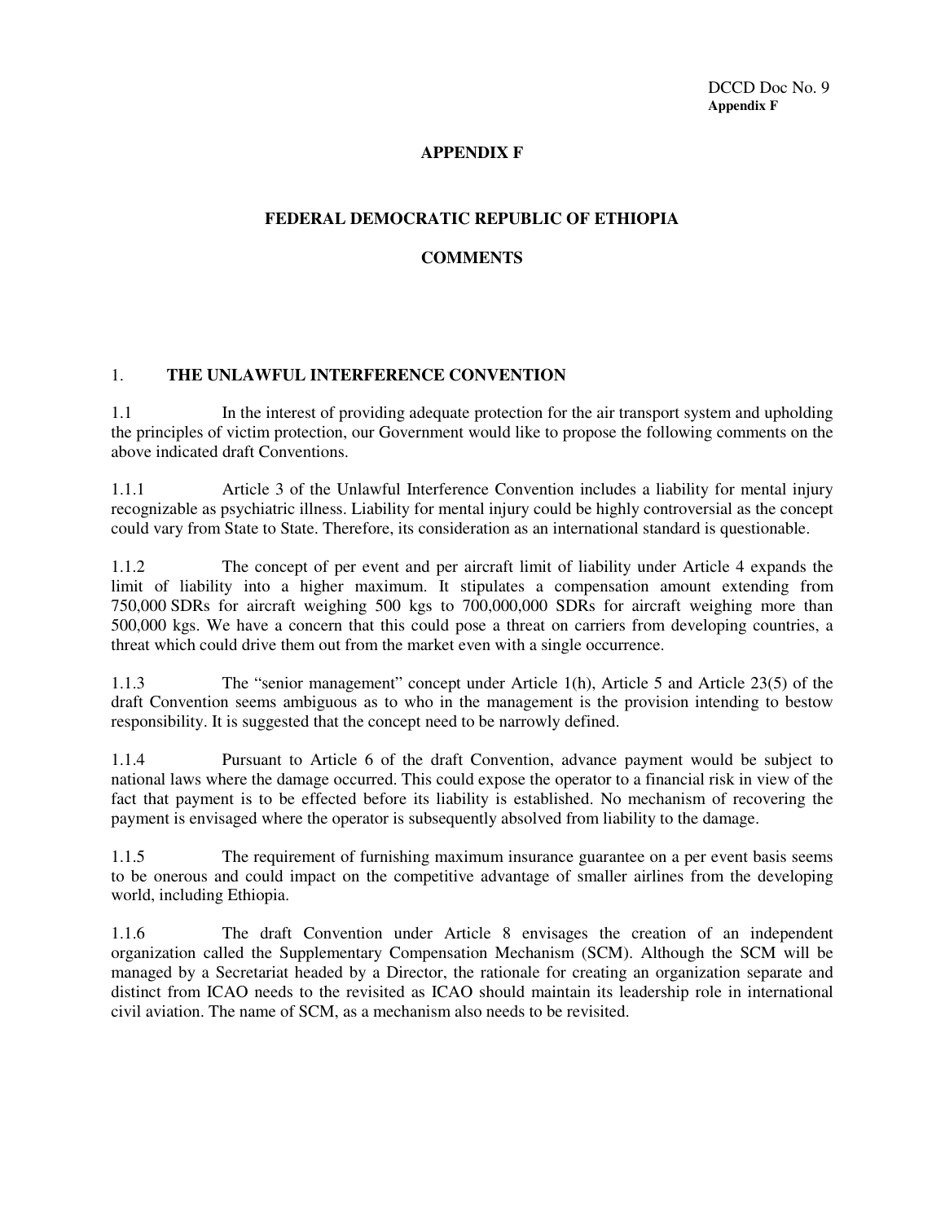## APPENDIX F

## FEDERAL DEMOCRATIC REPUBLIC OF ETHIOPIA

## COMMENTS

### 1. THE UNLAWFUL INTERFERENCE CONVENTION

1.1 In the interest of providing adequate protection for the air transport system and upholding the principles of victim protection, our Government would like to propose the following comments on the above indicated draft Conventions.

1.1.1 Article 3 of the Unlawful Interference Convention includes a liability for mental injury recognizable as psychiatric illness. Liability for mental injury could be highly controversial as the concept could vary from State to State. Therefore, its consideration as an international standard is questionable.

1.1.2 The concept of per event and per aircraft limit of liability under Article 4 expands the limit of liability into a higher maximum. It stipulates a compensation amount extending from 750,000 SDRs for aircraft weighing 500 kgs to 700,000,000 SDRs for aircraft weighing more than 500,000 kgs. We have a concern that this could pose a threat on carriers from developing countries, a threat which could drive them out from the market even with a single occurrence.

1.1.3 The "senior management" concept under Article 1(h), Article 5 and Article 23(5) of the draft Convention seems ambiguous as to who in the management is the provision intending to bestow responsibility. It is suggested that the concept need to be narrowly defined.

1.1.4 Pursuant to Article 6 of the draft Convention, advance payment would be subject to national laws where the damage occurred. This could expose the operator to a financial risk in view of the fact that payment is to be effected before its liability is established. No mechanism of recovering the payment is envisaged where the operator is subsequently absolved from liability to the damage.

1.1.5 The requirement of furnishing maximum insurance guarantee on a per event basis seems to be onerous and could impact on the competitive advantage of smaller airlines from the developing world, including Ethiopia.

1.1.6 The draft Convention under Article 8 envisages the creation of an independent organization called the Supplementary Compensation Mechanism (SCM). Although the SCM will be managed by a Secretariat headed by a Director, the rationale for creating an organization separate and distinct from ICAO needs to the revisited as ICAO should maintain its leadership role in international civil aviation. The name of SCM, as a mechanism also needs to be revisited.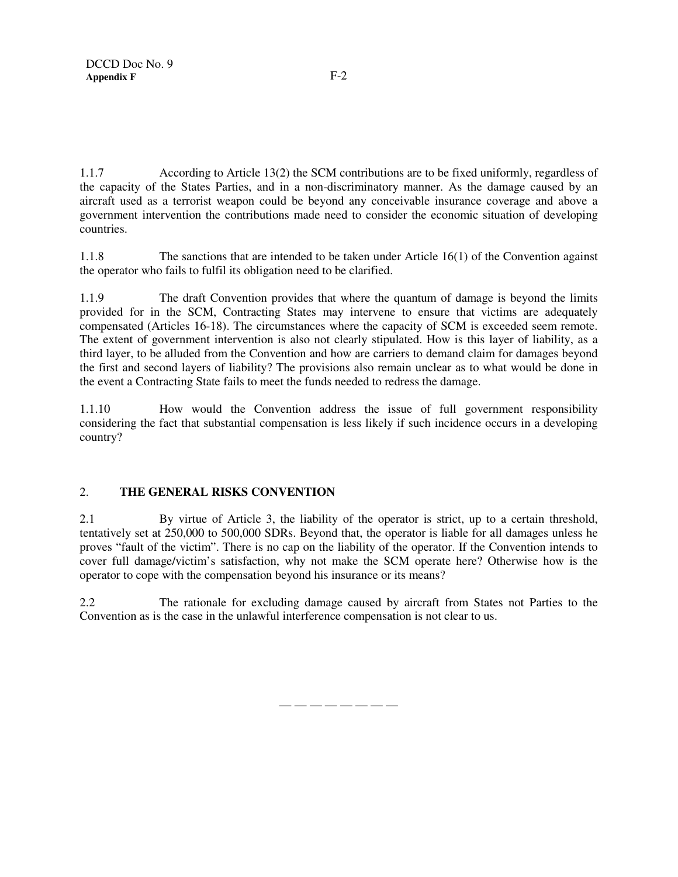1.1.7 According to Article 13(2) the SCM contributions are to be fixed uniformly, regardless of the capacity of the States Parties, and in a non-discriminatory manner. As the damage caused by an aircraft used as a terrorist weapon could be beyond any conceivable insurance coverage and above a government intervention the contributions made need to consider the economic situation of developing countries.

1.1.8 The sanctions that are intended to be taken under Article 16(1) of the Convention against the operator who fails to fulfil its obligation need to be clarified.

1.1.9 The draft Convention provides that where the quantum of damage is beyond the limits provided for in the SCM, Contracting States may intervene to ensure that victims are adequately compensated (Articles 16-18). The circumstances where the capacity of SCM is exceeded seem remote. The extent of government intervention is also not clearly stipulated. How is this layer of liability, as a third layer, to be alluded from the Convention and how are carriers to demand claim for damages beyond the first and second layers of liability? The provisions also remain unclear as to what would be done in the event a Contracting State fails to meet the funds needed to redress the damage.

1.1.10 How would the Convention address the issue of full government responsibility considering the fact that substantial compensation is less likely if such incidence occurs in a developing country?

## 2. THE GENERAL RISKS CONVENTION

2.1 By virtue of Article 3, the liability of the operator is strict, up to a certain threshold, tentatively set at 250,000 to 500,000 SDRs. Beyond that, the operator is liable for all damages unless he proves "fault of the victim". There is no cap on the liability of the operator. If the Convention intends to cover full damage/victim's satisfaction, why not make the SCM operate here? Otherwise how is the operator to cope with the compensation beyond his insurance or its means?

2.2 The rationale for excluding damage caused by aircraft from States not Parties to the Convention as is the case in the unlawful interference compensation is not clear to us.

— — — — — — — —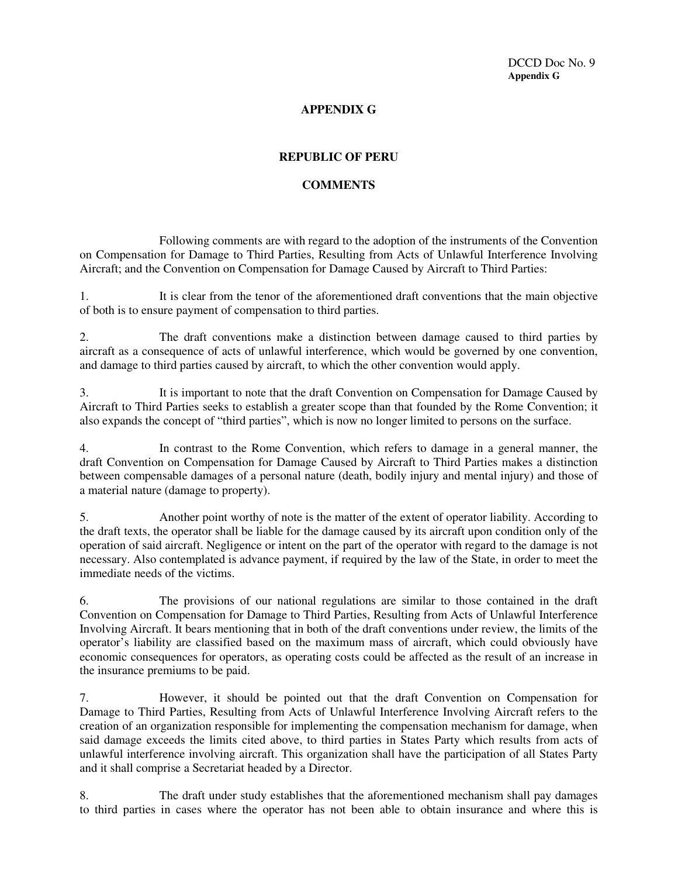## APPENDIX G

## REPUBLIC OF PERU

## COMMENTS

Following comments are with regard to the adoption of the instruments of the Convention on Compensation for Damage to Third Parties, Resulting from Acts of Unlawful Interference Involving Aircraft; and the Convention on Compensation for Damage Caused by Aircraft to Third Parties:

1. It is clear from the tenor of the aforementioned draft conventions that the main objective of both is to ensure payment of compensation to third parties.

2. The draft conventions make a distinction between damage caused to third parties by aircraft as a consequence of acts of unlawful interference, which would be governed by one convention, and damage to third parties caused by aircraft, to which the other convention would apply.

3. It is important to note that the draft Convention on Compensation for Damage Caused by Aircraft to Third Parties seeks to establish a greater scope than that founded by the Rome Convention; it also expands the concept of "third parties", which is now no longer limited to persons on the surface.

4. In contrast to the Rome Convention, which refers to damage in a general manner, the draft Convention on Compensation for Damage Caused by Aircraft to Third Parties makes a distinction between compensable damages of a personal nature (death, bodily injury and mental injury) and those of a material nature (damage to property).

5. Another point worthy of note is the matter of the extent of operator liability. According to the draft texts, the operator shall be liable for the damage caused by its aircraft upon condition only of the operation of said aircraft. Negligence or intent on the part of the operator with regard to the damage is not necessary. Also contemplated is advance payment, if required by the law of the State, in order to meet the immediate needs of the victims.

6. The provisions of our national regulations are similar to those contained in the draft Convention on Compensation for Damage to Third Parties, Resulting from Acts of Unlawful Interference Involving Aircraft. It bears mentioning that in both of the draft conventions under review, the limits of the operator's liability are classified based on the maximum mass of aircraft, which could obviously have economic consequences for operators, as operating costs could be affected as the result of an increase in the insurance premiums to be paid.

7. However, it should be pointed out that the draft Convention on Compensation for Damage to Third Parties, Resulting from Acts of Unlawful Interference Involving Aircraft refers to the creation of an organization responsible for implementing the compensation mechanism for damage, when said damage exceeds the limits cited above, to third parties in States Party which results from acts of unlawful interference involving aircraft. This organization shall have the participation of all States Party and it shall comprise a Secretariat headed by a Director.

8. The draft under study establishes that the aforementioned mechanism shall pay damages to third parties in cases where the operator has not been able to obtain insurance and where this is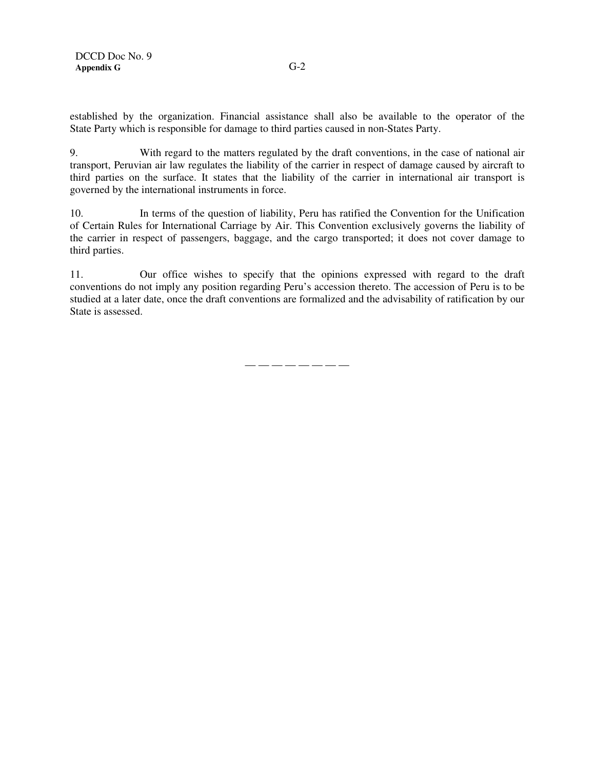established by the organization. Financial assistance shall also be available to the operator of the State Party which is responsible for damage to third parties caused in non-States Party.

9. With regard to the matters regulated by the draft conventions, in the case of national air transport, Peruvian air law regulates the liability of the carrier in respect of damage caused by aircraft to third parties on the surface. It states that the liability of the carrier in international air transport is governed by the international instruments in force.

10. In terms of the question of liability, Peru has ratified the Convention for the Unification of Certain Rules for International Carriage by Air. This Convention exclusively governs the liability of the carrier in respect of passengers, baggage, and the cargo transported; it does not cover damage to third parties.

11. Our office wishes to specify that the opinions expressed with regard to the draft conventions do not imply any position regarding Peru's accession thereto. The accession of Peru is to be studied at a later date, once the draft conventions are formalized and the advisability of ratification by our State is assessed.

— — — — — — — —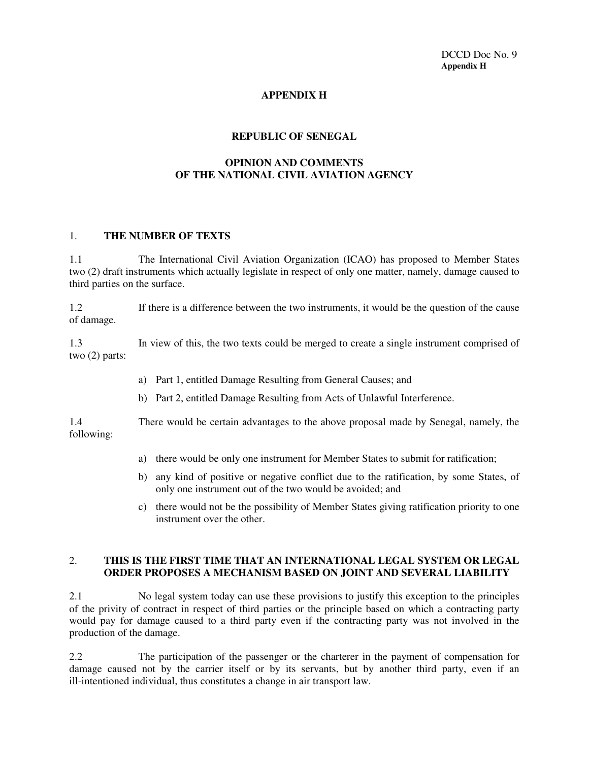# APPENDIX H

## REPUBLIC OF SENEGAL

## OPINION AND COMMENTS OF THE NATIONAL CIVIL AVIATION AGENCY

### 1. THE NUMBER OF TEXTS

1.1 The International Civil Aviation Organization (ICAO) has proposed to Member States two (2) draft instruments which actually legislate in respect of only one matter, namely, damage caused to third parties on the surface.

1.2 If there is a difference between the two instruments, it would be the question of the cause of damage.

1.3 In view of this, the two texts could be merged to create a single instrument comprised of two (2) parts:

a) Part 1, entitled Damage Resulting from General Causes; and

b) Part 2, entitled Damage Resulting from Acts of Unlawful Interference.

1.4 There would be certain advantages to the above proposal made by Senegal, namely, the following:

a) there would be only one instrument for Member States to submit for ratification;

b) any kind of positive or negative conflict due to the ratification, by some States, of only one instrument out of the two would be avoided; and

c) there would not be the possibility of Member States giving ratification priority to one instrument over the other.

### 2. THIS IS THE FIRST TIME THAT AN INTERNATIONAL LEGAL SYSTEM OR LEGAL ORDER PROPOSES A MECHANISM BASED ON JOINT AND SEVERAL LIABILITY

2.1 No legal system today can use these provisions to justify this exception to the principles of the privity of contract in respect of third parties or the principle based on which a contracting party would pay for damage caused to a third party even if the contracting party was not involved in the production of the damage.

2.2 The participation of the passenger or the charterer in the payment of compensation for damage caused not by the carrier itself or by its servants, but by another third party, even if an ill-intentioned individual, thus constitutes a change in air transport law.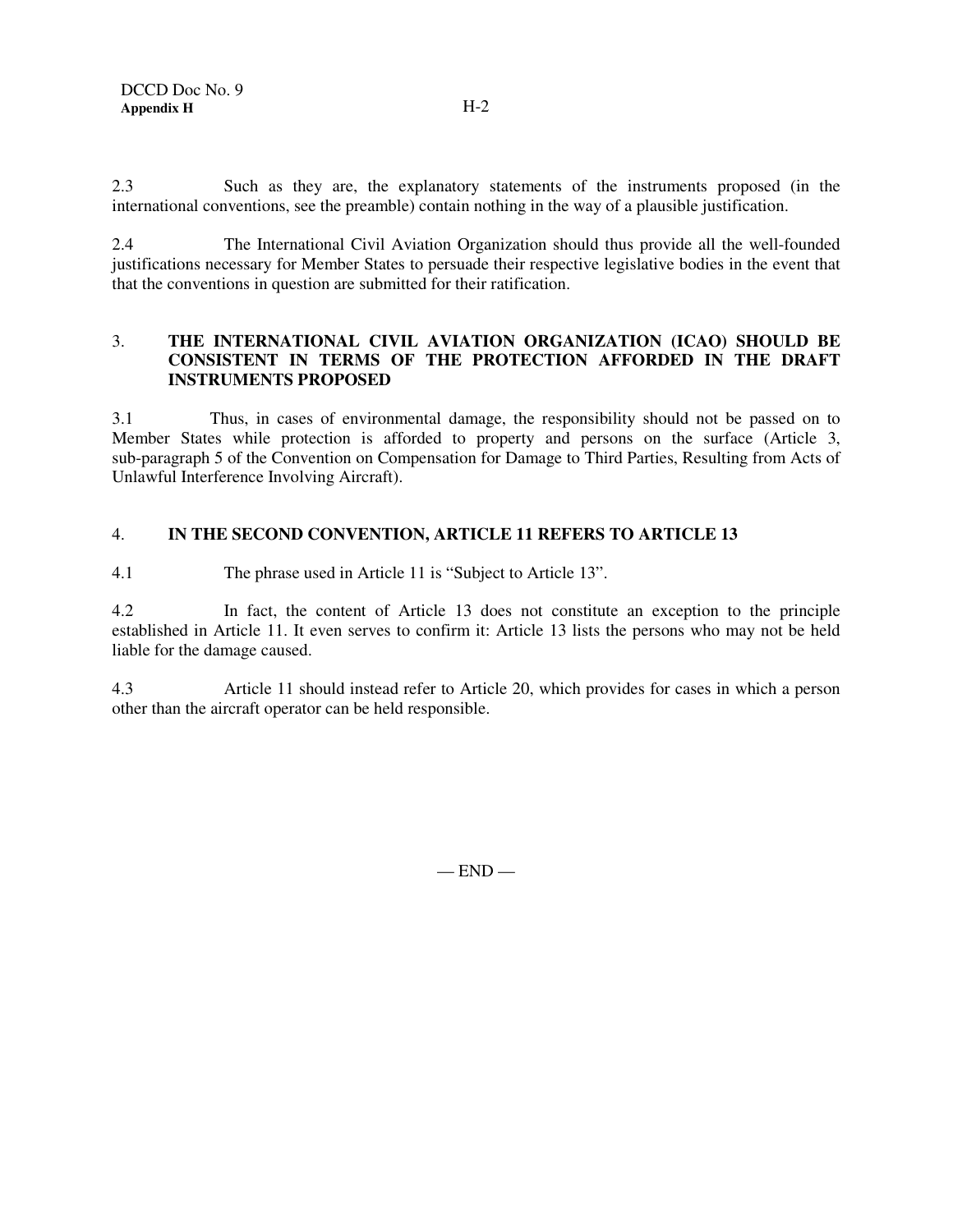2.3 Such as they are, the explanatory statements of the instruments proposed (in the international conventions, see the preamble) contain nothing in the way of a plausible justification.

2.4 The International Civil Aviation Organization should thus provide all the well-founded justifications necessary for Member States to persuade their respective legislative bodies in the event that that the conventions in question are submitted for their ratification.

## 3. THE INTERNATIONAL CIVIL AVIATION ORGANIZATION (ICAO) SHOULD BE CONSISTENT IN TERMS OF THE PROTECTION AFFORDED IN THE DRAFT INSTRUMENTS PROPOSED

3.1 Thus, in cases of environmental damage, the responsibility should not be passed on to Member States while protection is afforded to property and persons on the surface (Article 3, sub-paragraph 5 of the Convention on Compensation for Damage to Third Parties, Resulting from Acts of Unlawful Interference Involving Aircraft).

## 4. IN THE SECOND CONVENTION, ARTICLE 11 REFERS TO ARTICLE 13

4.1 The phrase used in Article 11 is "Subject to Article 13".

4.2 In fact, the content of Article 13 does not constitute an exception to the principle established in Article 11. It even serves to confirm it: Article 13 lists the persons who may not be held liable for the damage caused.

4.3 Article 11 should instead refer to Article 20, which provides for cases in which a person other than the aircraft operator can be held responsible.

— END —